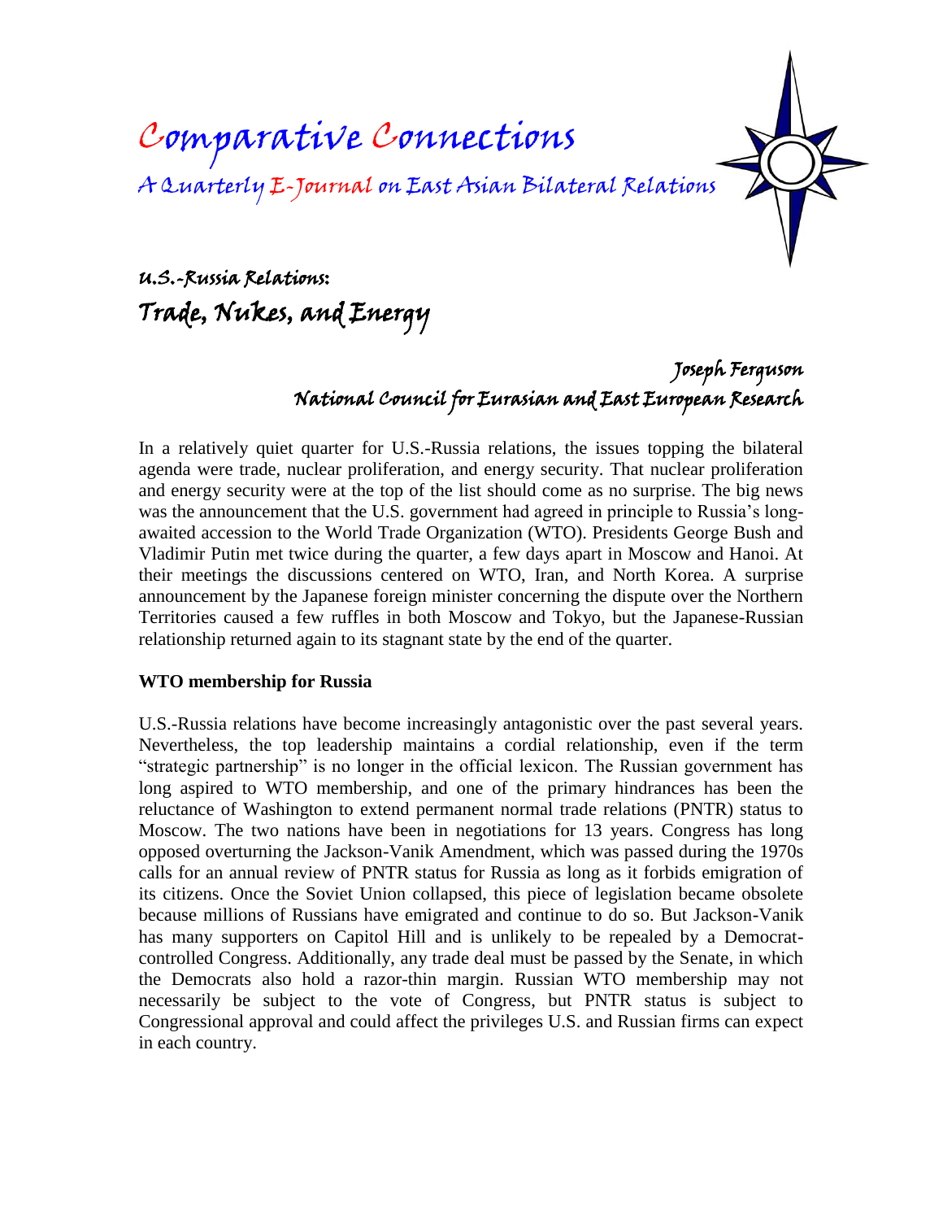# Comparative Connections

*A Quarterly E-Journal on East Asian Bilateral Relations*

## U.S.-Russia Relations:
## Trade, Nukes, and Energy

**Joseph Ferguson**
**National Council for Eurasian and East European Research**

In a relatively quiet quarter for U.S.-Russia relations, the issues topping the bilateral agenda were trade, nuclear proliferation, and energy security. That nuclear proliferation and energy security were at the top of the list should come as no surprise. The big news was the announcement that the U.S. government had agreed in principle to Russia's long-awaited accession to the World Trade Organization (WTO). Presidents George Bush and Vladimir Putin met twice during the quarter, a few days apart in Moscow and Hanoi. At their meetings the discussions centered on WTO, Iran, and North Korea. A surprise announcement by the Japanese foreign minister concerning the dispute over the Northern Territories caused a few ruffles in both Moscow and Tokyo, but the Japanese-Russian relationship returned again to its stagnant state by the end of the quarter.

**WTO membership for Russia**

U.S.-Russia relations have become increasingly antagonistic over the past several years. Nevertheless, the top leadership maintains a cordial relationship, even if the term "strategic partnership" is no longer in the official lexicon. The Russian government has long aspired to WTO membership, and one of the primary hindrances has been the reluctance of Washington to extend permanent normal trade relations (PNTR) status to Moscow. The two nations have been in negotiations for 13 years. Congress has long opposed overturning the Jackson-Vanik Amendment, which was passed during the 1970s calls for an annual review of PNTR status for Russia as long as it forbids emigration of its citizens. Once the Soviet Union collapsed, this piece of legislation became obsolete because millions of Russians have emigrated and continue to do so. But Jackson-Vanik has many supporters on Capitol Hill and is unlikely to be repealed by a Democrat-controlled Congress. Additionally, any trade deal must be passed by the Senate, in which the Democrats also hold a razor-thin margin. Russian WTO membership may not necessarily be subject to the vote of Congress, but PNTR status is subject to Congressional approval and could affect the privileges U.S. and Russian firms can expect in each country.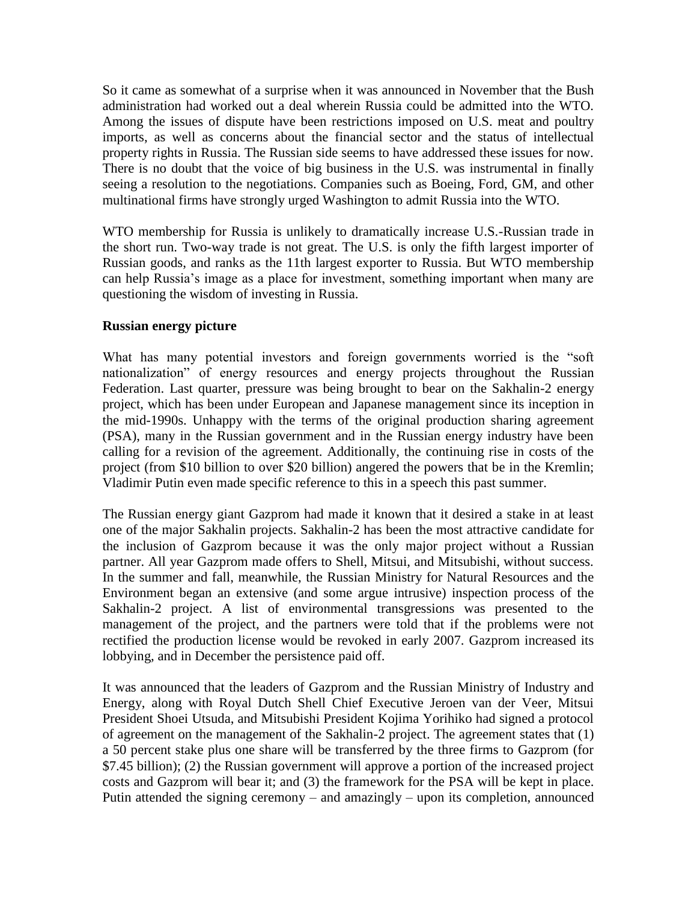So it came as somewhat of a surprise when it was announced in November that the Bush administration had worked out a deal wherein Russia could be admitted into the WTO. Among the issues of dispute have been restrictions imposed on U.S. meat and poultry imports, as well as concerns about the financial sector and the status of intellectual property rights in Russia. The Russian side seems to have addressed these issues for now. There is no doubt that the voice of big business in the U.S. was instrumental in finally seeing a resolution to the negotiations. Companies such as Boeing, Ford, GM, and other multinational firms have strongly urged Washington to admit Russia into the WTO.

WTO membership for Russia is unlikely to dramatically increase U.S.-Russian trade in the short run. Two-way trade is not great. The U.S. is only the fifth largest importer of Russian goods, and ranks as the 11th largest exporter to Russia. But WTO membership can help Russia's image as a place for investment, something important when many are questioning the wisdom of investing in Russia.

**Russian energy picture**

What has many potential investors and foreign governments worried is the "soft nationalization" of energy resources and energy projects throughout the Russian Federation. Last quarter, pressure was being brought to bear on the Sakhalin-2 energy project, which has been under European and Japanese management since its inception in the mid-1990s. Unhappy with the terms of the original production sharing agreement (PSA), many in the Russian government and in the Russian energy industry have been calling for a revision of the agreement. Additionally, the continuing rise in costs of the project (from $10 billion to over $20 billion) angered the powers that be in the Kremlin; Vladimir Putin even made specific reference to this in a speech this past summer.

The Russian energy giant Gazprom had made it known that it desired a stake in at least one of the major Sakhalin projects. Sakhalin-2 has been the most attractive candidate for the inclusion of Gazprom because it was the only major project without a Russian partner. All year Gazprom made offers to Shell, Mitsui, and Mitsubishi, without success. In the summer and fall, meanwhile, the Russian Ministry for Natural Resources and the Environment began an extensive (and some argue intrusive) inspection process of the Sakhalin-2 project. A list of environmental transgressions was presented to the management of the project, and the partners were told that if the problems were not rectified the production license would be revoked in early 2007. Gazprom increased its lobbying, and in December the persistence paid off.

It was announced that the leaders of Gazprom and the Russian Ministry of Industry and Energy, along with Royal Dutch Shell Chief Executive Jeroen van der Veer, Mitsui President Shoei Utsuda, and Mitsubishi President Kojima Yorihiko had signed a protocol of agreement on the management of the Sakhalin-2 project. The agreement states that (1) a 50 percent stake plus one share will be transferred by the three firms to Gazprom (for $7.45 billion); (2) the Russian government will approve a portion of the increased project costs and Gazprom will bear it; and (3) the framework for the PSA will be kept in place. Putin attended the signing ceremony – and amazingly – upon its completion, announced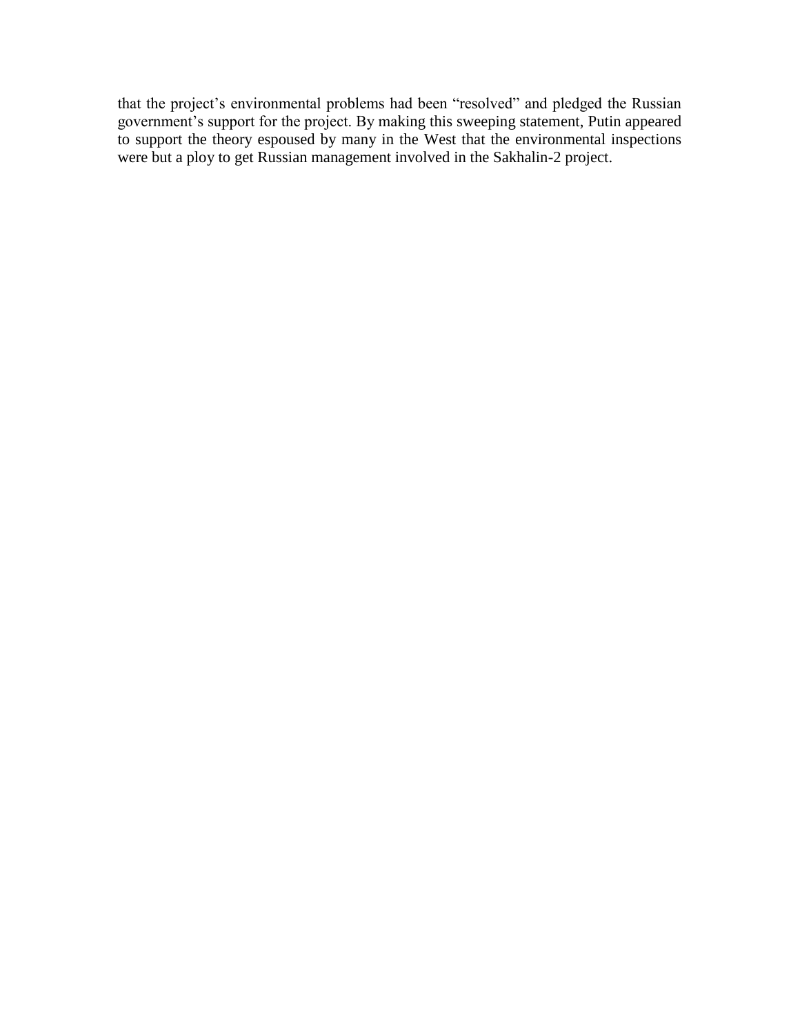that the project's environmental problems had been "resolved" and pledged the Russian government's support for the project. By making this sweeping statement, Putin appeared to support the theory espoused by many in the West that the environmental inspections were but a ploy to get Russian management involved in the Sakhalin-2 project.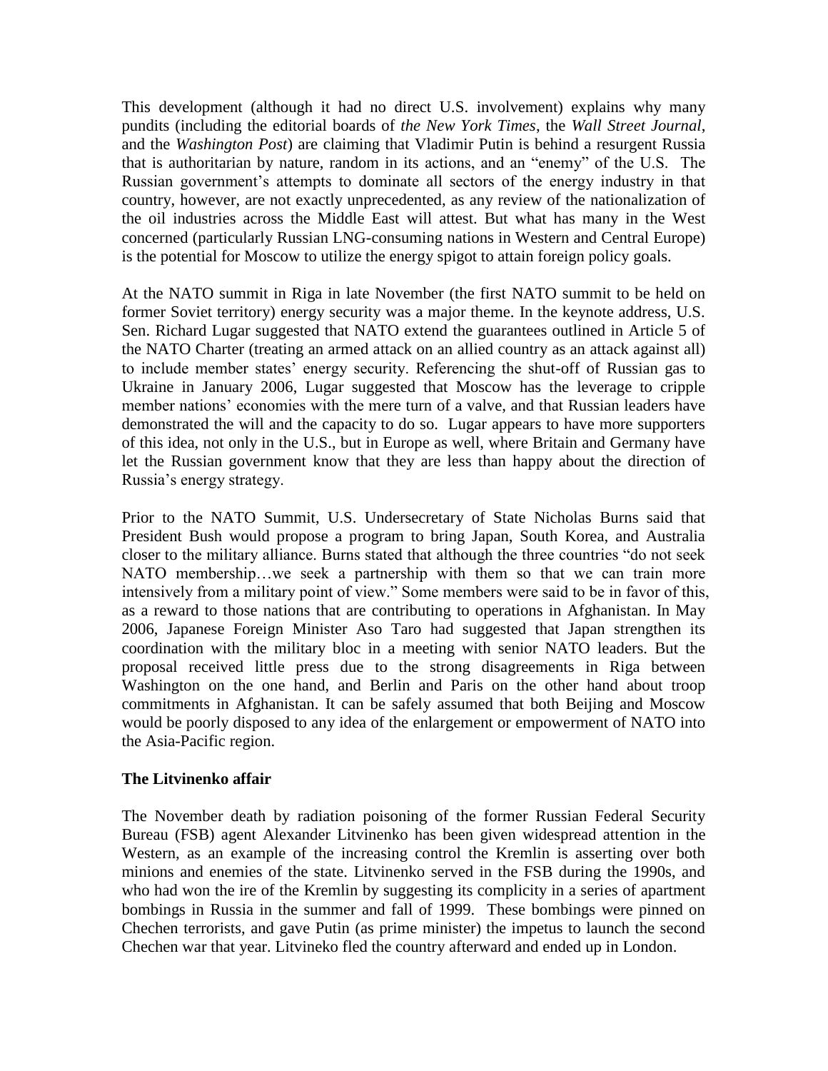This development (although it had no direct U.S. involvement) explains why many pundits (including the editorial boards of *the New York Times*, the *Wall Street Journal*, and the *Washington Post*) are claiming that Vladimir Putin is behind a resurgent Russia that is authoritarian by nature, random in its actions, and an "enemy" of the U.S. The Russian government's attempts to dominate all sectors of the energy industry in that country, however, are not exactly unprecedented, as any review of the nationalization of the oil industries across the Middle East will attest. But what has many in the West concerned (particularly Russian LNG-consuming nations in Western and Central Europe) is the potential for Moscow to utilize the energy spigot to attain foreign policy goals.

At the NATO summit in Riga in late November (the first NATO summit to be held on former Soviet territory) energy security was a major theme. In the keynote address, U.S. Sen. Richard Lugar suggested that NATO extend the guarantees outlined in Article 5 of the NATO Charter (treating an armed attack on an allied country as an attack against all) to include member states' energy security. Referencing the shut-off of Russian gas to Ukraine in January 2006, Lugar suggested that Moscow has the leverage to cripple member nations' economies with the mere turn of a valve, and that Russian leaders have demonstrated the will and the capacity to do so. Lugar appears to have more supporters of this idea, not only in the U.S., but in Europe as well, where Britain and Germany have let the Russian government know that they are less than happy about the direction of Russia's energy strategy.

Prior to the NATO Summit, U.S. Undersecretary of State Nicholas Burns said that President Bush would propose a program to bring Japan, South Korea, and Australia closer to the military alliance. Burns stated that although the three countries "do not seek NATO membership…we seek a partnership with them so that we can train more intensively from a military point of view." Some members were said to be in favor of this, as a reward to those nations that are contributing to operations in Afghanistan. In May 2006, Japanese Foreign Minister Aso Taro had suggested that Japan strengthen its coordination with the military bloc in a meeting with senior NATO leaders. But the proposal received little press due to the strong disagreements in Riga between Washington on the one hand, and Berlin and Paris on the other hand about troop commitments in Afghanistan. It can be safely assumed that both Beijing and Moscow would be poorly disposed to any idea of the enlargement or empowerment of NATO into the Asia-Pacific region.

## The Litvinenko affair

The November death by radiation poisoning of the former Russian Federal Security Bureau (FSB) agent Alexander Litvinenko has been given widespread attention in the Western, as an example of the increasing control the Kremlin is asserting over both minions and enemies of the state. Litvinenko served in the FSB during the 1990s, and who had won the ire of the Kremlin by suggesting its complicity in a series of apartment bombings in Russia in the summer and fall of 1999. These bombings were pinned on Chechen terrorists, and gave Putin (as prime minister) the impetus to launch the second Chechen war that year. Litvineko fled the country afterward and ended up in London.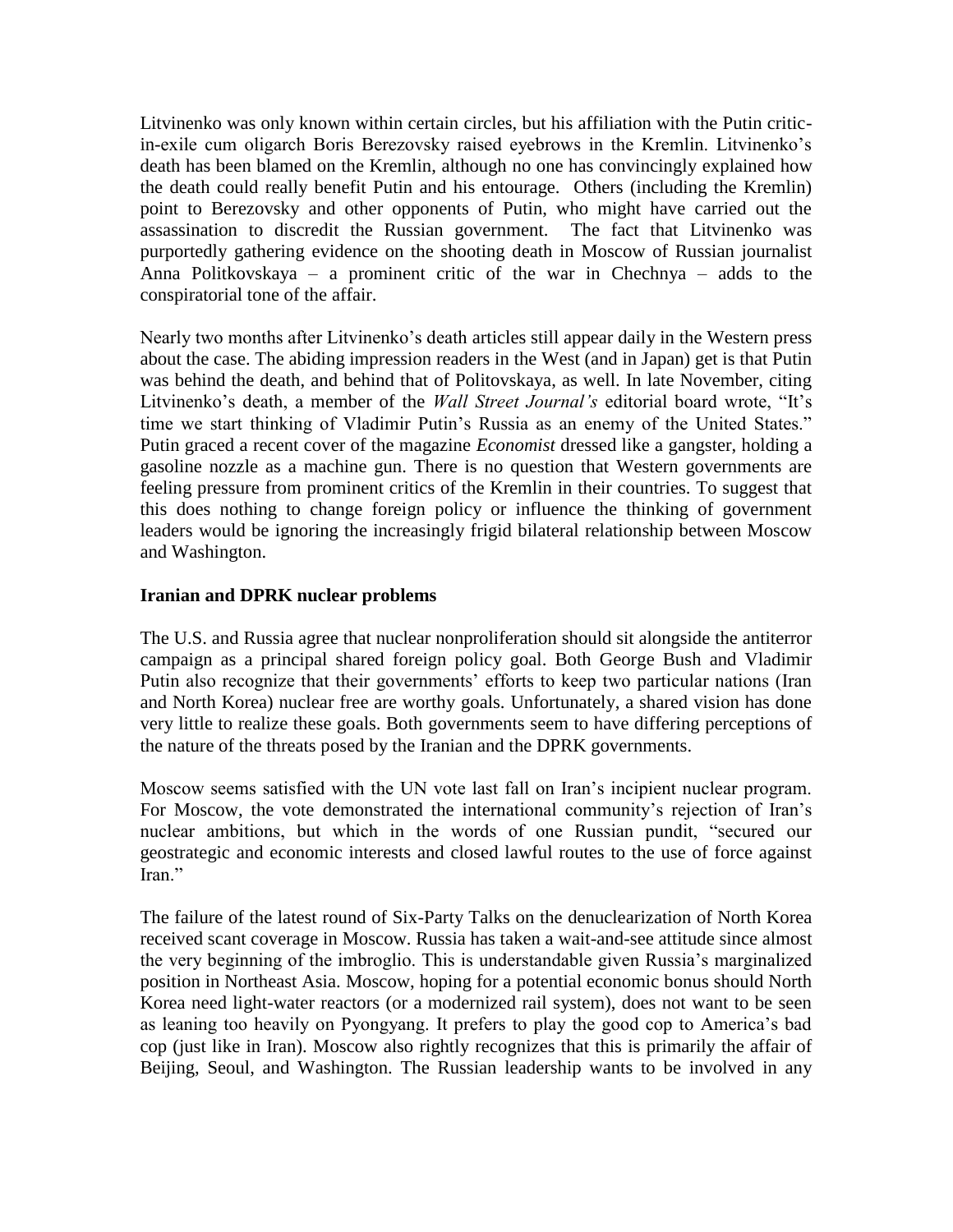Litvinenko was only known within certain circles, but his affiliation with the Putin critic-in-exile cum oligarch Boris Berezovsky raised eyebrows in the Kremlin. Litvinenko's death has been blamed on the Kremlin, although no one has convincingly explained how the death could really benefit Putin and his entourage. Others (including the Kremlin) point to Berezovsky and other opponents of Putin, who might have carried out the assassination to discredit the Russian government. The fact that Litvinenko was purportedly gathering evidence on the shooting death in Moscow of Russian journalist Anna Politkovskaya – a prominent critic of the war in Chechnya – adds to the conspiratorial tone of the affair.

Nearly two months after Litvinenko's death articles still appear daily in the Western press about the case. The abiding impression readers in the West (and in Japan) get is that Putin was behind the death, and behind that of Politovskaya, as well. In late November, citing Litvinenko's death, a member of the *Wall Street Journal's* editorial board wrote, "It's time we start thinking of Vladimir Putin's Russia as an enemy of the United States." Putin graced a recent cover of the magazine *Economist* dressed like a gangster, holding a gasoline nozzle as a machine gun. There is no question that Western governments are feeling pressure from prominent critics of the Kremlin in their countries. To suggest that this does nothing to change foreign policy or influence the thinking of government leaders would be ignoring the increasingly frigid bilateral relationship between Moscow and Washington.

**Iranian and DPRK nuclear problems**

The U.S. and Russia agree that nuclear nonproliferation should sit alongside the antiterror campaign as a principal shared foreign policy goal. Both George Bush and Vladimir Putin also recognize that their governments' efforts to keep two particular nations (Iran and North Korea) nuclear free are worthy goals. Unfortunately, a shared vision has done very little to realize these goals. Both governments seem to have differing perceptions of the nature of the threats posed by the Iranian and the DPRK governments.

Moscow seems satisfied with the UN vote last fall on Iran's incipient nuclear program. For Moscow, the vote demonstrated the international community's rejection of Iran's nuclear ambitions, but which in the words of one Russian pundit, "secured our geostrategic and economic interests and closed lawful routes to the use of force against Iran."

The failure of the latest round of Six-Party Talks on the denuclearization of North Korea received scant coverage in Moscow. Russia has taken a wait-and-see attitude since almost the very beginning of the imbroglio. This is understandable given Russia's marginalized position in Northeast Asia. Moscow, hoping for a potential economic bonus should North Korea need light-water reactors (or a modernized rail system), does not want to be seen as leaning too heavily on Pyongyang. It prefers to play the good cop to America's bad cop (just like in Iran). Moscow also rightly recognizes that this is primarily the affair of Beijing, Seoul, and Washington. The Russian leadership wants to be involved in any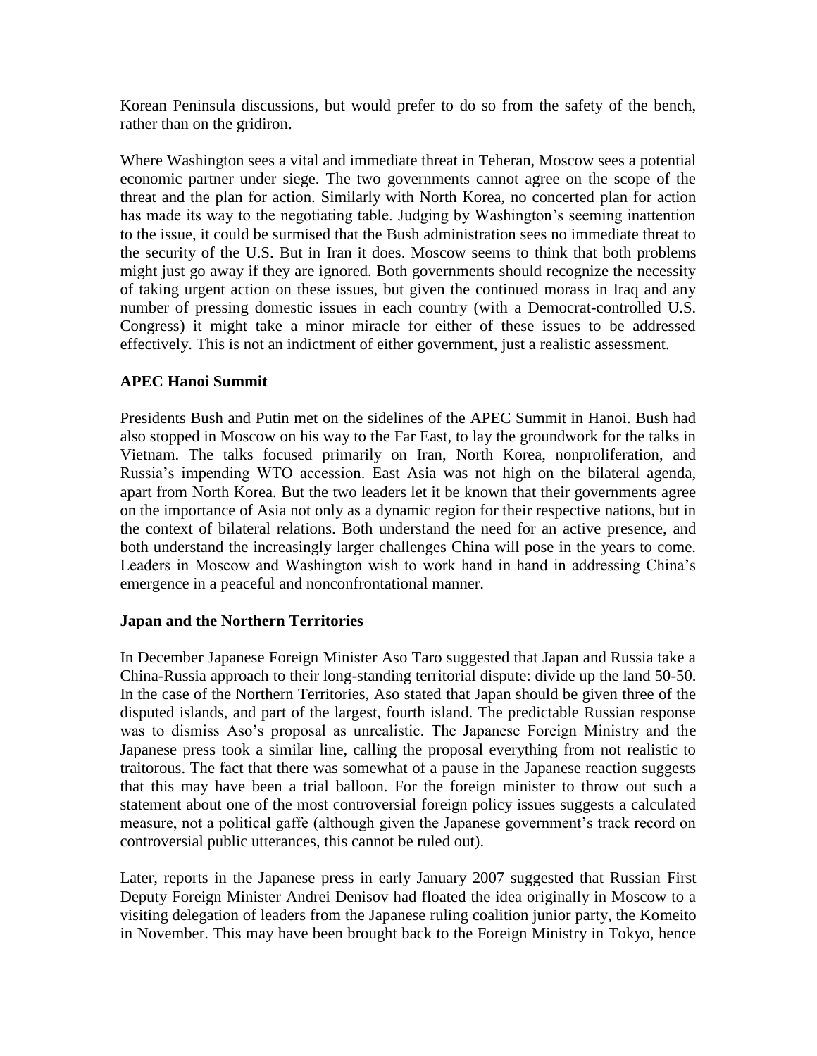Korean Peninsula discussions, but would prefer to do so from the safety of the bench, rather than on the gridiron.

Where Washington sees a vital and immediate threat in Teheran, Moscow sees a potential economic partner under siege. The two governments cannot agree on the scope of the threat and the plan for action. Similarly with North Korea, no concerted plan for action has made its way to the negotiating table. Judging by Washington's seeming inattention to the issue, it could be surmised that the Bush administration sees no immediate threat to the security of the U.S. But in Iran it does. Moscow seems to think that both problems might just go away if they are ignored. Both governments should recognize the necessity of taking urgent action on these issues, but given the continued morass in Iraq and any number of pressing domestic issues in each country (with a Democrat-controlled U.S. Congress) it might take a minor miracle for either of these issues to be addressed effectively. This is not an indictment of either government, just a realistic assessment.

**APEC Hanoi Summit**

Presidents Bush and Putin met on the sidelines of the APEC Summit in Hanoi. Bush had also stopped in Moscow on his way to the Far East, to lay the groundwork for the talks in Vietnam. The talks focused primarily on Iran, North Korea, nonproliferation, and Russia's impending WTO accession. East Asia was not high on the bilateral agenda, apart from North Korea. But the two leaders let it be known that their governments agree on the importance of Asia not only as a dynamic region for their respective nations, but in the context of bilateral relations. Both understand the need for an active presence, and both understand the increasingly larger challenges China will pose in the years to come. Leaders in Moscow and Washington wish to work hand in hand in addressing China's emergence in a peaceful and nonconfrontational manner.

**Japan and the Northern Territories**

In December Japanese Foreign Minister Aso Taro suggested that Japan and Russia take a China-Russia approach to their long-standing territorial dispute: divide up the land 50-50. In the case of the Northern Territories, Aso stated that Japan should be given three of the disputed islands, and part of the largest, fourth island. The predictable Russian response was to dismiss Aso's proposal as unrealistic. The Japanese Foreign Ministry and the Japanese press took a similar line, calling the proposal everything from not realistic to traitorous. The fact that there was somewhat of a pause in the Japanese reaction suggests that this may have been a trial balloon. For the foreign minister to throw out such a statement about one of the most controversial foreign policy issues suggests a calculated measure, not a political gaffe (although given the Japanese government's track record on controversial public utterances, this cannot be ruled out).

Later, reports in the Japanese press in early January 2007 suggested that Russian First Deputy Foreign Minister Andrei Denisov had floated the idea originally in Moscow to a visiting delegation of leaders from the Japanese ruling coalition junior party, the Komeito in November. This may have been brought back to the Foreign Ministry in Tokyo, hence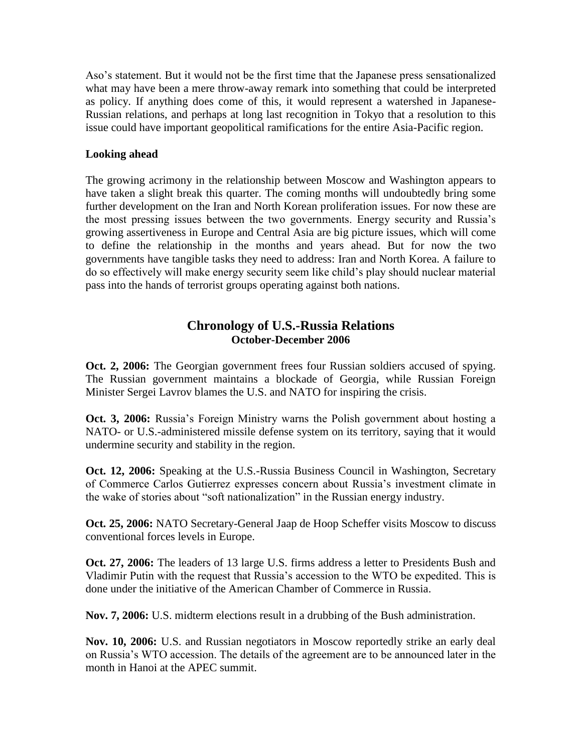Aso's statement. But it would not be the first time that the Japanese press sensationalized what may have been a mere throw-away remark into something that could be interpreted as policy. If anything does come of this, it would represent a watershed in Japanese-Russian relations, and perhaps at long last recognition in Tokyo that a resolution to this issue could have important geopolitical ramifications for the entire Asia-Pacific region.

### Looking ahead

The growing acrimony in the relationship between Moscow and Washington appears to have taken a slight break this quarter. The coming months will undoubtedly bring some further development on the Iran and North Korean proliferation issues. For now these are the most pressing issues between the two governments. Energy security and Russia's growing assertiveness in Europe and Central Asia are big picture issues, which will come to define the relationship in the months and years ahead. But for now the two governments have tangible tasks they need to address: Iran and North Korea. A failure to do so effectively will make energy security seem like child's play should nuclear material pass into the hands of terrorist groups operating against both nations.

## Chronology of U.S.-Russia Relations
### October-December 2006

**Oct. 2, 2006:** The Georgian government frees four Russian soldiers accused of spying. The Russian government maintains a blockade of Georgia, while Russian Foreign Minister Sergei Lavrov blames the U.S. and NATO for inspiring the crisis.

**Oct. 3, 2006:** Russia's Foreign Ministry warns the Polish government about hosting a NATO- or U.S.-administered missile defense system on its territory, saying that it would undermine security and stability in the region.

**Oct. 12, 2006:** Speaking at the U.S.-Russia Business Council in Washington, Secretary of Commerce Carlos Gutierrez expresses concern about Russia's investment climate in the wake of stories about "soft nationalization" in the Russian energy industry.

**Oct. 25, 2006:** NATO Secretary-General Jaap de Hoop Scheffer visits Moscow to discuss conventional forces levels in Europe.

**Oct. 27, 2006:** The leaders of 13 large U.S. firms address a letter to Presidents Bush and Vladimir Putin with the request that Russia's accession to the WTO be expedited. This is done under the initiative of the American Chamber of Commerce in Russia.

**Nov. 7, 2006:** U.S. midterm elections result in a drubbing of the Bush administration.

**Nov. 10, 2006:** U.S. and Russian negotiators in Moscow reportedly strike an early deal on Russia's WTO accession. The details of the agreement are to be announced later in the month in Hanoi at the APEC summit.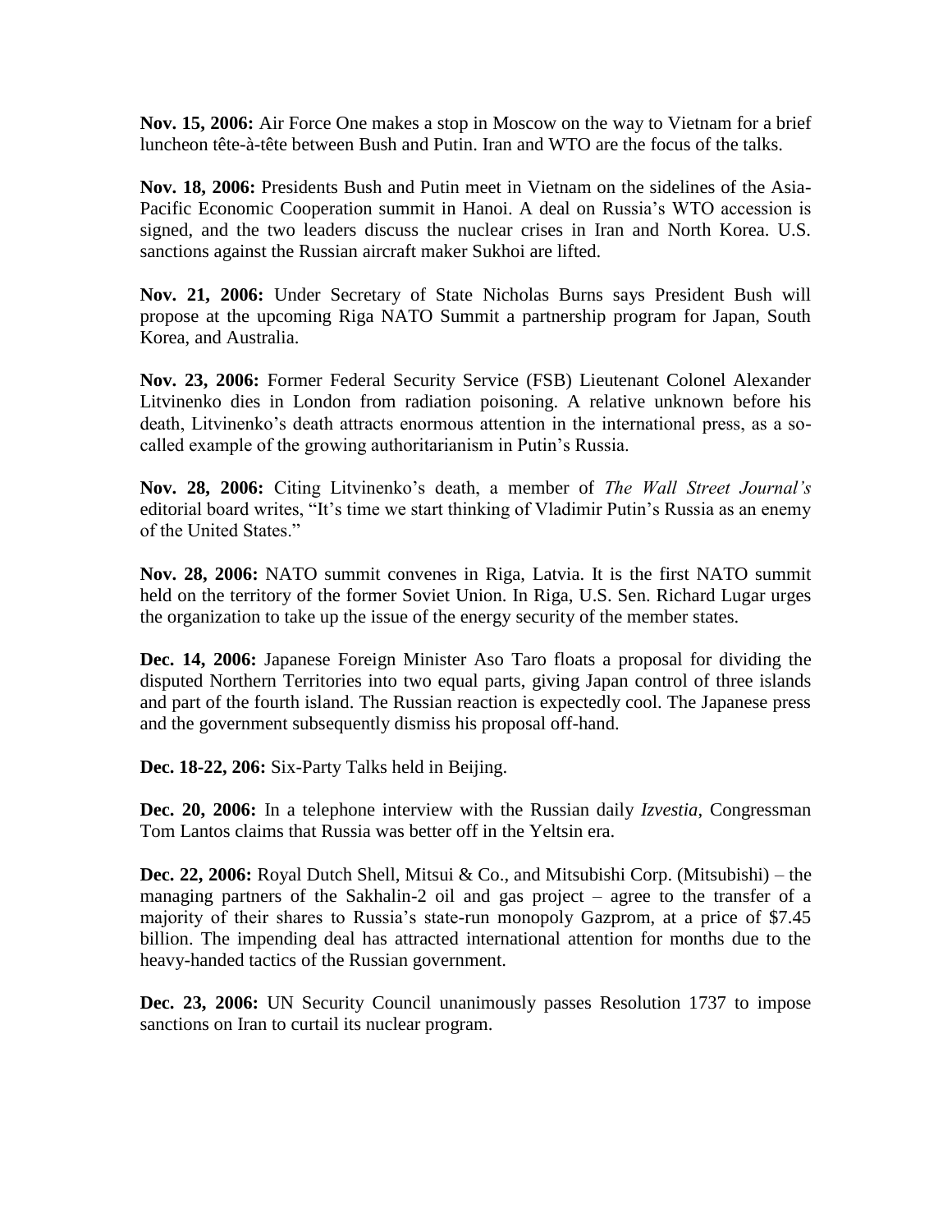**Nov. 15, 2006:** Air Force One makes a stop in Moscow on the way to Vietnam for a brief luncheon tête-à-tête between Bush and Putin. Iran and WTO are the focus of the talks.

**Nov. 18, 2006:** Presidents Bush and Putin meet in Vietnam on the sidelines of the Asia-Pacific Economic Cooperation summit in Hanoi. A deal on Russia's WTO accession is signed, and the two leaders discuss the nuclear crises in Iran and North Korea. U.S. sanctions against the Russian aircraft maker Sukhoi are lifted.

**Nov. 21, 2006:** Under Secretary of State Nicholas Burns says President Bush will propose at the upcoming Riga NATO Summit a partnership program for Japan, South Korea, and Australia.

**Nov. 23, 2006:** Former Federal Security Service (FSB) Lieutenant Colonel Alexander Litvinenko dies in London from radiation poisoning. A relative unknown before his death, Litvinenko's death attracts enormous attention in the international press, as a so-called example of the growing authoritarianism in Putin's Russia.

**Nov. 28, 2006:** Citing Litvinenko's death, a member of *The Wall Street Journal's* editorial board writes, "It's time we start thinking of Vladimir Putin's Russia as an enemy of the United States."

**Nov. 28, 2006:** NATO summit convenes in Riga, Latvia. It is the first NATO summit held on the territory of the former Soviet Union. In Riga, U.S. Sen. Richard Lugar urges the organization to take up the issue of the energy security of the member states.

**Dec. 14, 2006:** Japanese Foreign Minister Aso Taro floats a proposal for dividing the disputed Northern Territories into two equal parts, giving Japan control of three islands and part of the fourth island. The Russian reaction is expectedly cool. The Japanese press and the government subsequently dismiss his proposal off-hand.

**Dec. 18-22, 206:** Six-Party Talks held in Beijing.

**Dec. 20, 2006:** In a telephone interview with the Russian daily *Izvestia*, Congressman Tom Lantos claims that Russia was better off in the Yeltsin era.

**Dec. 22, 2006:** Royal Dutch Shell, Mitsui & Co., and Mitsubishi Corp. (Mitsubishi) – the managing partners of the Sakhalin-2 oil and gas project – agree to the transfer of a majority of their shares to Russia's state-run monopoly Gazprom, at a price of $7.45 billion. The impending deal has attracted international attention for months due to the heavy-handed tactics of the Russian government.

**Dec. 23, 2006:** UN Security Council unanimously passes Resolution 1737 to impose sanctions on Iran to curtail its nuclear program.